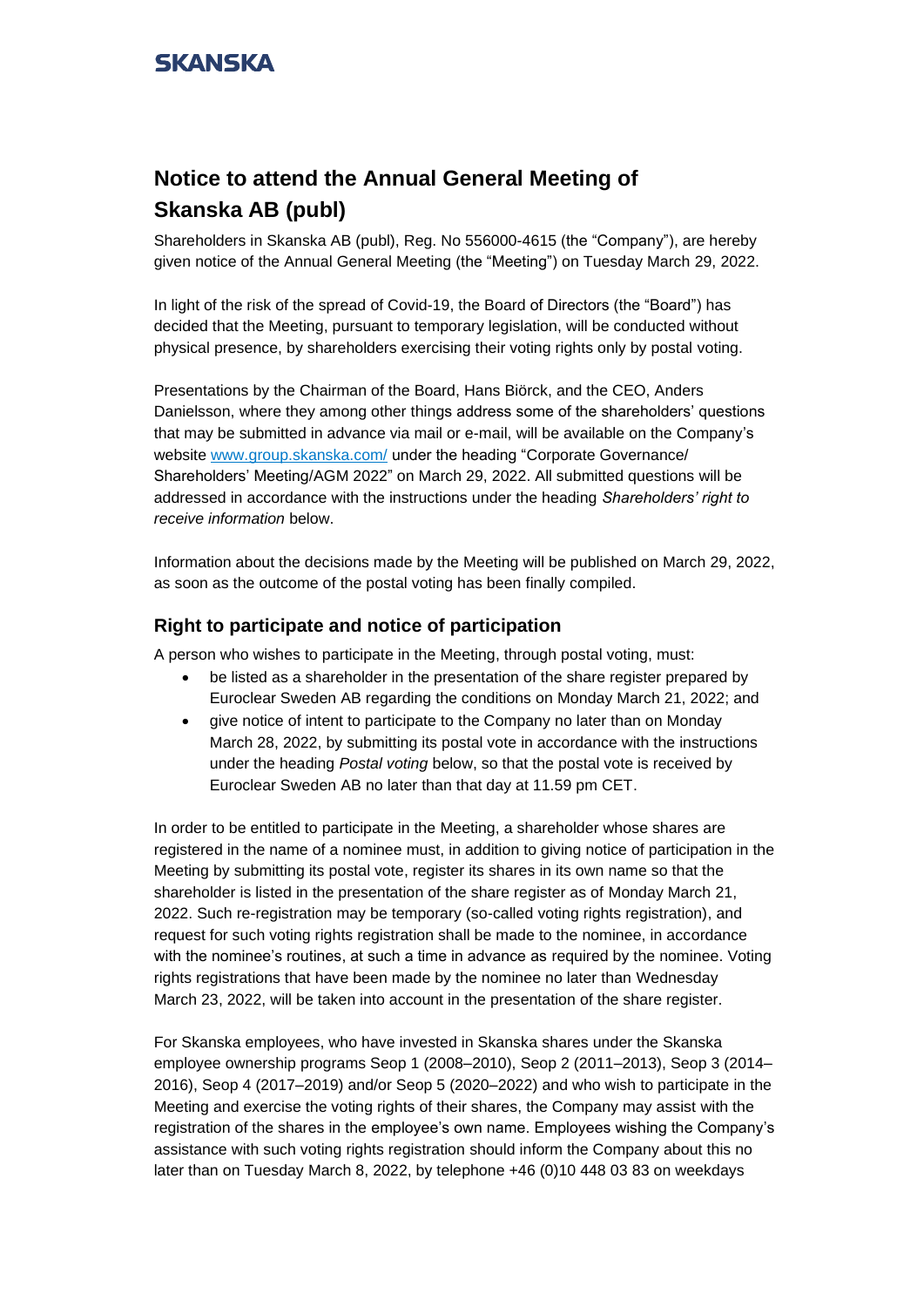SKANSKA

# Notice to attend the Annual General Meeting of Skanska AB (publ)

Shareholders in Skanska AB (publ), Reg. No 556000-4615 (the "Company"), are hereby given notice of the Annual General Meeting (the "Meeting") on Tuesday March 29, 2022.

In light of the risk of the spread of Covid-19, the Board of Directors (the "Board") has decided that the Meeting, pursuant to temporary legislation, will be conducted without physical presence, by shareholders exercising their voting rights only by postal voting.

Presentations by the Chairman of the Board, Hans Biörck, and the CEO, Anders Danielsson, where they among other things address some of the shareholders' questions that may be submitted in advance via mail or e-mail, will be available on the Company's website [www.group.skanska.com/](www.group.skanska.com/) under the heading "Corporate Governance/ Shareholders' Meeting/AGM 2022" on March 29, 2022. All submitted questions will be addressed in accordance with the instructions under the heading *Shareholders' right to receive information* below.

Information about the decisions made by the Meeting will be published on March 29, 2022, as soon as the outcome of the postal voting has been finally compiled.

## Right to participate and notice of participation

A person who wishes to participate in the Meeting, through postal voting, must:

- be listed as a shareholder in the presentation of the share register prepared by Euroclear Sweden AB regarding the conditions on Monday March 21, 2022; and
- give notice of intent to participate to the Company no later than on Monday March 28, 2022, by submitting its postal vote in accordance with the instructions under the heading *Postal voting* below, so that the postal vote is received by Euroclear Sweden AB no later than that day at 11.59 pm CET.

In order to be entitled to participate in the Meeting, a shareholder whose shares are registered in the name of a nominee must, in addition to giving notice of participation in the Meeting by submitting its postal vote, register its shares in its own name so that the shareholder is listed in the presentation of the share register as of Monday March 21, 2022. Such re-registration may be temporary (so-called voting rights registration), and request for such voting rights registration shall be made to the nominee, in accordance with the nominee's routines, at such a time in advance as required by the nominee. Voting rights registrations that have been made by the nominee no later than Wednesday March 23, 2022, will be taken into account in the presentation of the share register.

For Skanska employees, who have invested in Skanska shares under the Skanska employee ownership programs Seop 1 (2008–2010), Seop 2 (2011–2013), Seop 3 (2014–2016), Seop 4 (2017–2019) and/or Seop 5 (2020–2022) and who wish to participate in the Meeting and exercise the voting rights of their shares, the Company may assist with the registration of the shares in the employee's own name. Employees wishing the Company's assistance with such voting rights registration should inform the Company about this no later than on Tuesday March 8, 2022, by telephone +46 (0)10 448 03 83 on weekdays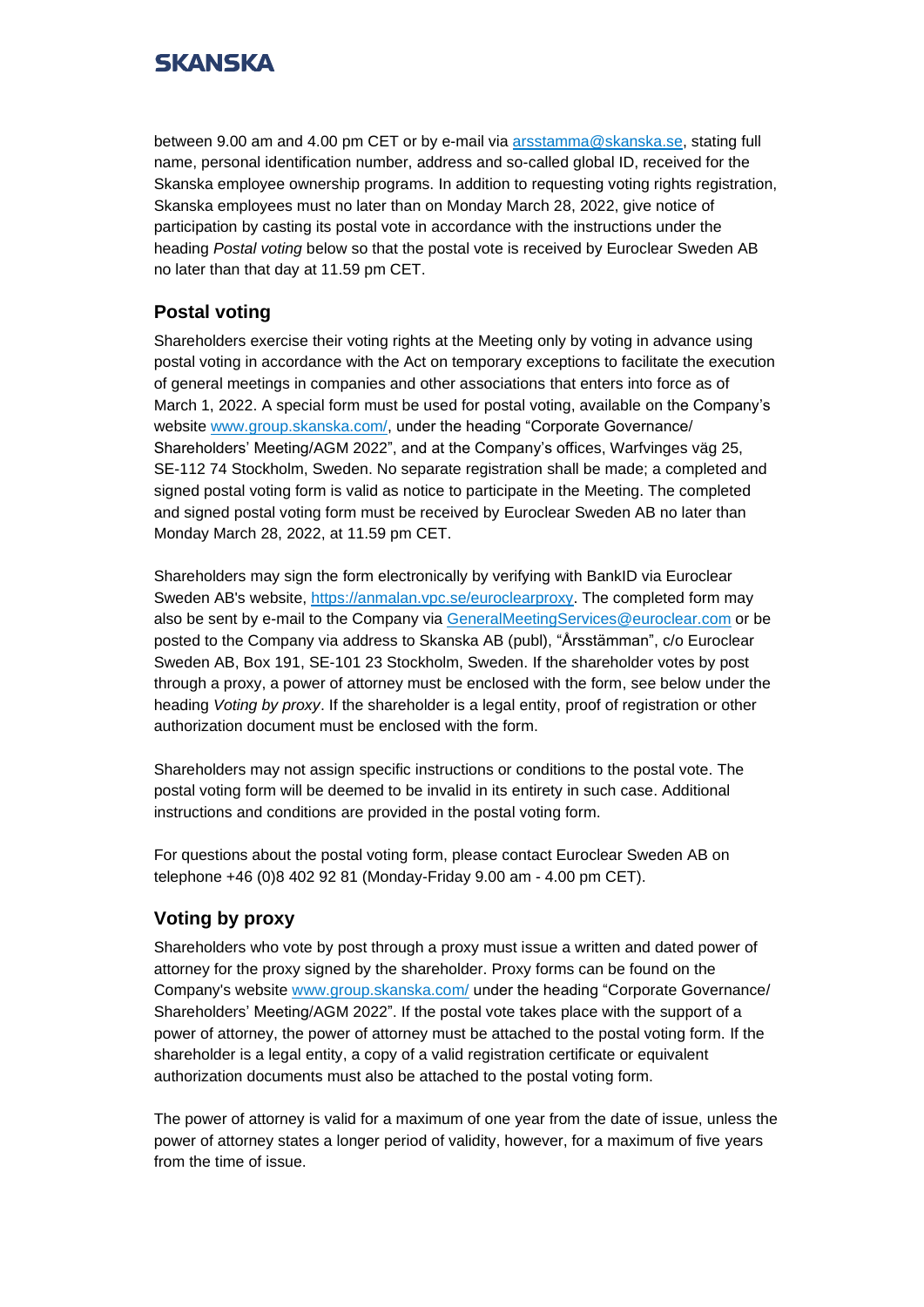between 9.00 am and 4.00 pm CET or by e-mail via arsstamma@skanska.se, stating full name, personal identification number, address and so-called global ID, received for the Skanska employee ownership programs. In addition to requesting voting rights registration, Skanska employees must no later than on Monday March 28, 2022, give notice of participation by casting its postal vote in accordance with the instructions under the heading *Postal voting* below so that the postal vote is received by Euroclear Sweden AB no later than that day at 11.59 pm CET.

## Postal voting

Shareholders exercise their voting rights at the Meeting only by voting in advance using postal voting in accordance with the Act on temporary exceptions to facilitate the execution of general meetings in companies and other associations that enters into force as of March 1, 2022. A special form must be used for postal voting, available on the Company's website www.group.skanska.com/, under the heading "Corporate Governance/ Shareholders' Meeting/AGM 2022", and at the Company's offices, Warfvinges väg 25, SE-112 74 Stockholm, Sweden. No separate registration shall be made; a completed and signed postal voting form is valid as notice to participate in the Meeting. The completed and signed postal voting form must be received by Euroclear Sweden AB no later than Monday March 28, 2022, at 11.59 pm CET.

Shareholders may sign the form electronically by verifying with BankID via Euroclear Sweden AB's website, https://anmalan.vpc.se/euroclearproxy. The completed form may also be sent by e-mail to the Company via GeneralMeetingServices@euroclear.com or be posted to the Company via address to Skanska AB (publ), "Årsstämman", c/o Euroclear Sweden AB, Box 191, SE-101 23 Stockholm, Sweden. If the shareholder votes by post through a proxy, a power of attorney must be enclosed with the form, see below under the heading *Voting by proxy*. If the shareholder is a legal entity, proof of registration or other authorization document must be enclosed with the form.

Shareholders may not assign specific instructions or conditions to the postal vote. The postal voting form will be deemed to be invalid in its entirety in such case. Additional instructions and conditions are provided in the postal voting form.

For questions about the postal voting form, please contact Euroclear Sweden AB on telephone +46 (0)8 402 92 81 (Monday-Friday 9.00 am - 4.00 pm CET).

## Voting by proxy

Shareholders who vote by post through a proxy must issue a written and dated power of attorney for the proxy signed by the shareholder. Proxy forms can be found on the Company's website www.group.skanska.com/ under the heading "Corporate Governance/ Shareholders' Meeting/AGM 2022". If the postal vote takes place with the support of a power of attorney, the power of attorney must be attached to the postal voting form. If the shareholder is a legal entity, a copy of a valid registration certificate or equivalent authorization documents must also be attached to the postal voting form.

The power of attorney is valid for a maximum of one year from the date of issue, unless the power of attorney states a longer period of validity, however, for a maximum of five years from the time of issue.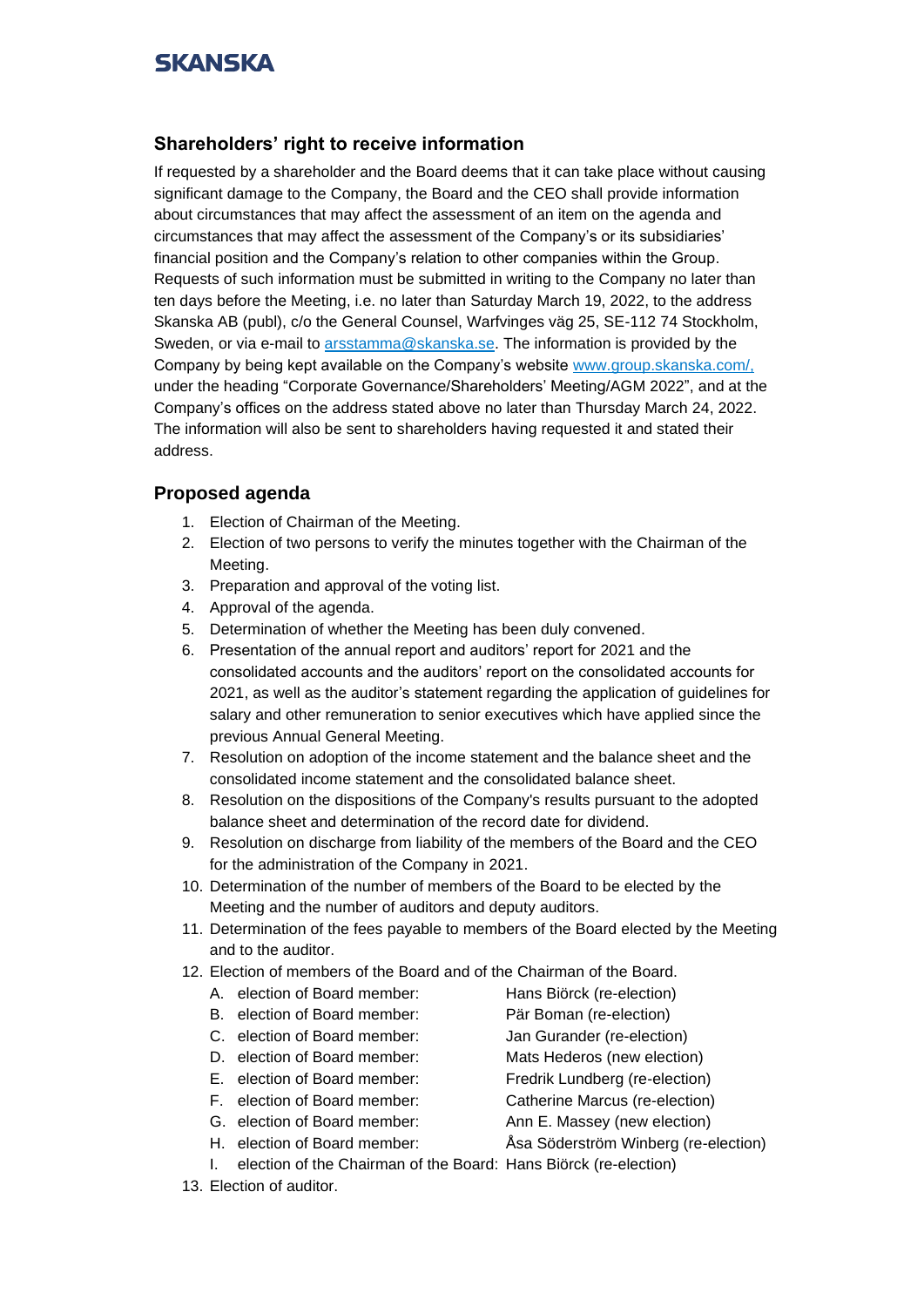## Shareholders' right to receive information

If requested by a shareholder and the Board deems that it can take place without causing significant damage to the Company, the Board and the CEO shall provide information about circumstances that may affect the assessment of an item on the agenda and circumstances that may affect the assessment of the Company's or its subsidiaries' financial position and the Company's relation to other companies within the Group. Requests of such information must be submitted in writing to the Company no later than ten days before the Meeting, i.e. no later than Saturday March 19, 2022, to the address Skanska AB (publ), c/o the General Counsel, Warfvinges väg 25, SE-112 74 Stockholm, Sweden, or via e-mail to arsstamma@skanska.se. The information is provided by the Company by being kept available on the Company's website www.group.skanska.com/, under the heading "Corporate Governance/Shareholders' Meeting/AGM 2022", and at the Company's offices on the address stated above no later than Thursday March 24, 2022. The information will also be sent to shareholders having requested it and stated their address.

## Proposed agenda

1. Election of Chairman of the Meeting.
2. Election of two persons to verify the minutes together with the Chairman of the Meeting.
3. Preparation and approval of the voting list.
4. Approval of the agenda.
5. Determination of whether the Meeting has been duly convened.
6. Presentation of the annual report and auditors' report for 2021 and the consolidated accounts and the auditors' report on the consolidated accounts for 2021, as well as the auditor's statement regarding the application of guidelines for salary and other remuneration to senior executives which have applied since the previous Annual General Meeting.
7. Resolution on adoption of the income statement and the balance sheet and the consolidated income statement and the consolidated balance sheet.
8. Resolution on the dispositions of the Company's results pursuant to the adopted balance sheet and determination of the record date for dividend.
9. Resolution on discharge from liability of the members of the Board and the CEO for the administration of the Company in 2021.
10. Determination of the number of members of the Board to be elected by the Meeting and the number of auditors and deputy auditors.
11. Determination of the fees payable to members of the Board elected by the Meeting and to the auditor.
12. Election of members of the Board and of the Chairman of the Board.
    - A. election of Board member: Hans Biörck (re-election)
    - B. election of Board member: Pär Boman (re-election)
    - C. election of Board member: Jan Gurander (re-election)
    - D. election of Board member: Mats Hederos (new election)
    - E. election of Board member: Fredrik Lundberg (re-election)
    - F. election of Board member: Catherine Marcus (re-election)
    - G. election of Board member: Ann E. Massey (new election)
    - H. election of Board member: Åsa Söderström Winberg (re-election)
    - I. election of the Chairman of the Board: Hans Biörck (re-election)
13. Election of auditor.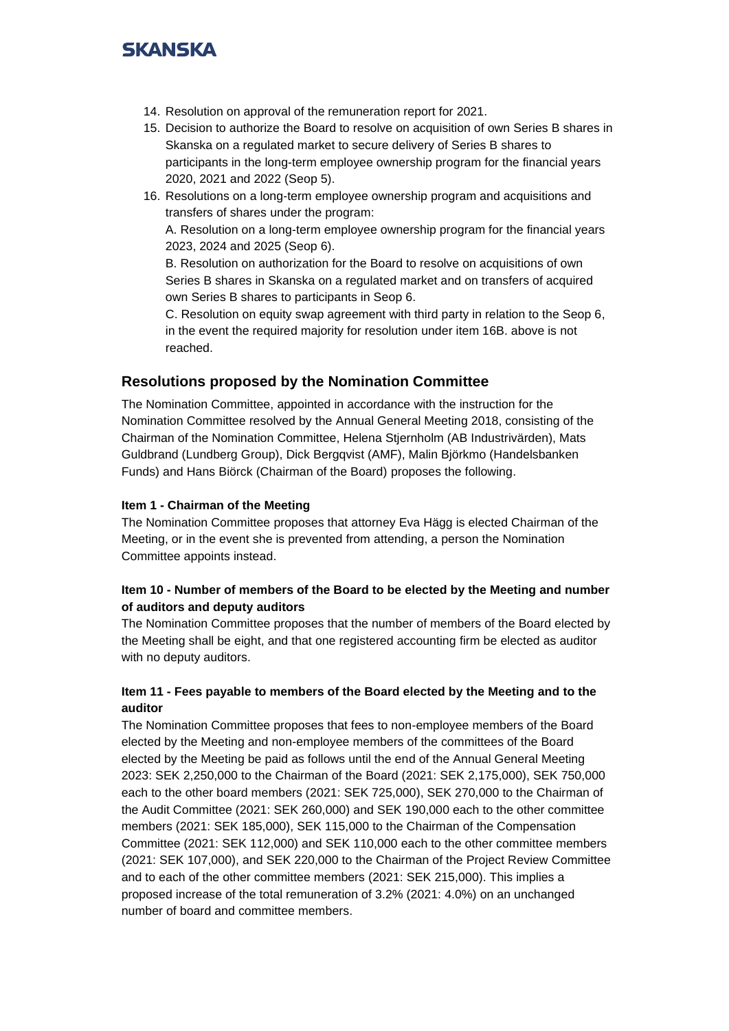14. Resolution on approval of the remuneration report for 2021.
15. Decision to authorize the Board to resolve on acquisition of own Series B shares in Skanska on a regulated market to secure delivery of Series B shares to participants in the long-term employee ownership program for the financial years 2020, 2021 and 2022 (Seop 5).
16. Resolutions on a long-term employee ownership program and acquisitions and transfers of shares under the program:

    A. Resolution on a long-term employee ownership program for the financial years 2023, 2024 and 2025 (Seop 6).

    B. Resolution on authorization for the Board to resolve on acquisitions of own Series B shares in Skanska on a regulated market and on transfers of acquired own Series B shares to participants in Seop 6.

    C. Resolution on equity swap agreement with third party in relation to the Seop 6, in the event the required majority for resolution under item 16B. above is not reached.

## Resolutions proposed by the Nomination Committee

The Nomination Committee, appointed in accordance with the instruction for the Nomination Committee resolved by the Annual General Meeting 2018, consisting of the Chairman of the Nomination Committee, Helena Stjernholm (AB Industrivärden), Mats Guldbrand (Lundberg Group), Dick Bergqvist (AMF), Malin Björkmo (Handelsbanken Funds) and Hans Biörck (Chairman of the Board) proposes the following.

### Item 1 - Chairman of the Meeting

The Nomination Committee proposes that attorney Eva Hägg is elected Chairman of the Meeting, or in the event she is prevented from attending, a person the Nomination Committee appoints instead.

### Item 10 - Number of members of the Board to be elected by the Meeting and number of auditors and deputy auditors

The Nomination Committee proposes that the number of members of the Board elected by the Meeting shall be eight, and that one registered accounting firm be elected as auditor with no deputy auditors.

### Item 11 - Fees payable to members of the Board elected by the Meeting and to the auditor

The Nomination Committee proposes that fees to non-employee members of the Board elected by the Meeting and non-employee members of the committees of the Board elected by the Meeting be paid as follows until the end of the Annual General Meeting 2023: SEK 2,250,000 to the Chairman of the Board (2021: SEK 2,175,000), SEK 750,000 each to the other board members (2021: SEK 725,000), SEK 270,000 to the Chairman of the Audit Committee (2021: SEK 260,000) and SEK 190,000 each to the other committee members (2021: SEK 185,000), SEK 115,000 to the Chairman of the Compensation Committee (2021: SEK 112,000) and SEK 110,000 each to the other committee members (2021: SEK 107,000), and SEK 220,000 to the Chairman of the Project Review Committee and to each of the other committee members (2021: SEK 215,000). This implies a proposed increase of the total remuneration of 3.2% (2021: 4.0%) on an unchanged number of board and committee members.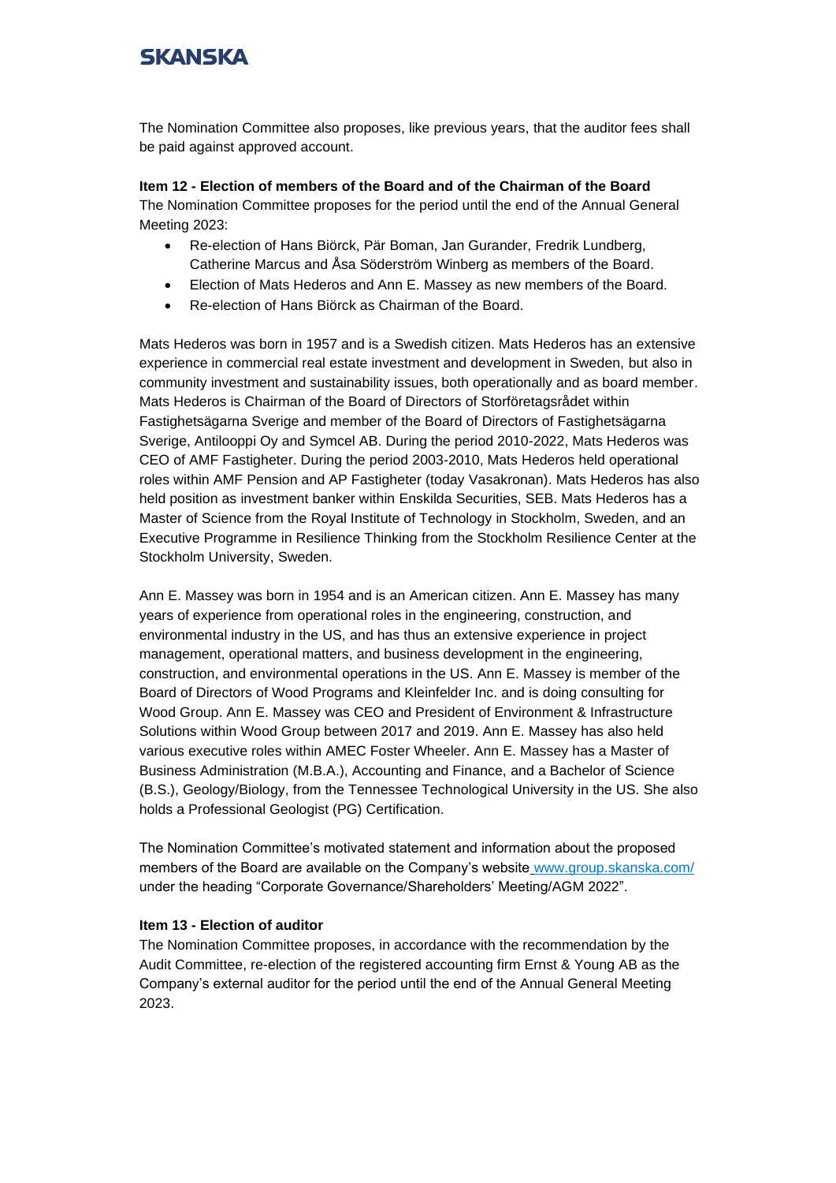The Nomination Committee also proposes, like previous years, that the auditor fees shall be paid against approved account.

**Item 12 - Election of members of the Board and of the Chairman of the Board**

The Nomination Committee proposes for the period until the end of the Annual General Meeting 2023:

- Re-election of Hans Biörck, Pär Boman, Jan Gurander, Fredrik Lundberg, Catherine Marcus and Åsa Söderström Winberg as members of the Board.
- Election of Mats Hederos and Ann E. Massey as new members of the Board.
- Re-election of Hans Biörck as Chairman of the Board.

Mats Hederos was born in 1957 and is a Swedish citizen. Mats Hederos has an extensive experience in commercial real estate investment and development in Sweden, but also in community investment and sustainability issues, both operationally and as board member. Mats Hederos is Chairman of the Board of Directors of Storföretagsrådet within Fastighetsägarna Sverige and member of the Board of Directors of Fastighetsägarna Sverige, Antilooppi Oy and Symcel AB. During the period 2010-2022, Mats Hederos was CEO of AMF Fastigheter. During the period 2003-2010, Mats Hederos held operational roles within AMF Pension and AP Fastigheter (today Vasakronan). Mats Hederos has also held position as investment banker within Enskilda Securities, SEB. Mats Hederos has a Master of Science from the Royal Institute of Technology in Stockholm, Sweden, and an Executive Programme in Resilience Thinking from the Stockholm Resilience Center at the Stockholm University, Sweden.

Ann E. Massey was born in 1954 and is an American citizen. Ann E. Massey has many years of experience from operational roles in the engineering, construction, and environmental industry in the US, and has thus an extensive experience in project management, operational matters, and business development in the engineering, construction, and environmental operations in the US. Ann E. Massey is member of the Board of Directors of Wood Programs and Kleinfelder Inc. and is doing consulting for Wood Group. Ann E. Massey was CEO and President of Environment & Infrastructure Solutions within Wood Group between 2017 and 2019. Ann E. Massey has also held various executive roles within AMEC Foster Wheeler. Ann E. Massey has a Master of Business Administration (M.B.A.), Accounting and Finance, and a Bachelor of Science (B.S.), Geology/Biology, from the Tennessee Technological University in the US. She also holds a Professional Geologist (PG) Certification.

The Nomination Committee's motivated statement and information about the proposed members of the Board are available on the Company's website www.group.skanska.com/ under the heading "Corporate Governance/Shareholders' Meeting/AGM 2022".

**Item 13 - Election of auditor**

The Nomination Committee proposes, in accordance with the recommendation by the Audit Committee, re-election of the registered accounting firm Ernst & Young AB as the Company's external auditor for the period until the end of the Annual General Meeting 2023.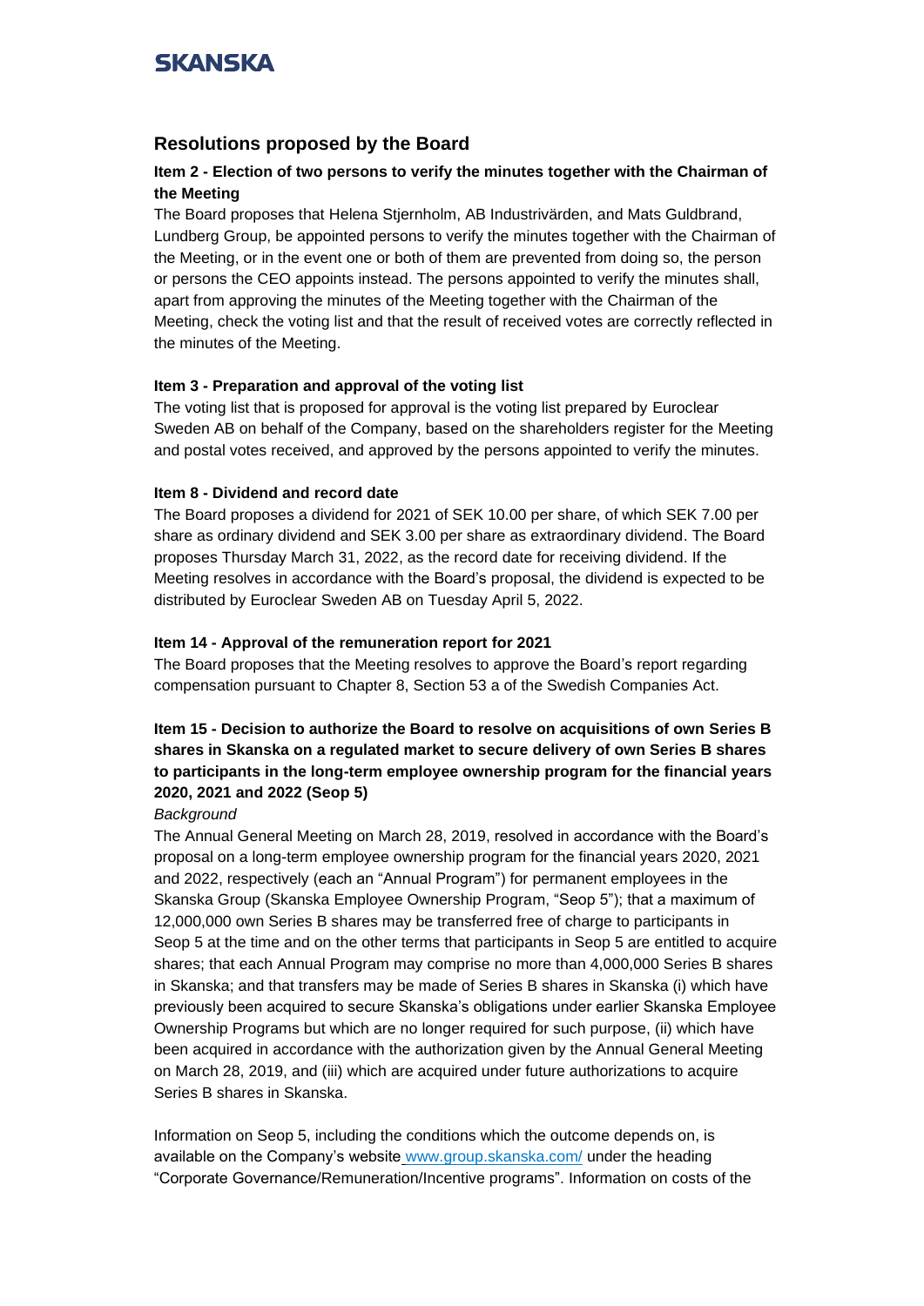## Resolutions proposed by the Board

### Item 2 - Election of two persons to verify the minutes together with the Chairman of the Meeting

The Board proposes that Helena Stjernholm, AB Industrivärden, and Mats Guldbrand, Lundberg Group, be appointed persons to verify the minutes together with the Chairman of the Meeting, or in the event one or both of them are prevented from doing so, the person or persons the CEO appoints instead. The persons appointed to verify the minutes shall, apart from approving the minutes of the Meeting together with the Chairman of the Meeting, check the voting list and that the result of received votes are correctly reflected in the minutes of the Meeting.

### Item 3 - Preparation and approval of the voting list

The voting list that is proposed for approval is the voting list prepared by Euroclear Sweden AB on behalf of the Company, based on the shareholders register for the Meeting and postal votes received, and approved by the persons appointed to verify the minutes.

### Item 8 - Dividend and record date

The Board proposes a dividend for 2021 of SEK 10.00 per share, of which SEK 7.00 per share as ordinary dividend and SEK 3.00 per share as extraordinary dividend. The Board proposes Thursday March 31, 2022, as the record date for receiving dividend. If the Meeting resolves in accordance with the Board's proposal, the dividend is expected to be distributed by Euroclear Sweden AB on Tuesday April 5, 2022.

### Item 14 - Approval of the remuneration report for 2021

The Board proposes that the Meeting resolves to approve the Board's report regarding compensation pursuant to Chapter 8, Section 53 a of the Swedish Companies Act.

### Item 15 - Decision to authorize the Board to resolve on acquisitions of own Series B shares in Skanska on a regulated market to secure delivery of own Series B shares to participants in the long-term employee ownership program for the financial years 2020, 2021 and 2022 (Seop 5)

*Background*

The Annual General Meeting on March 28, 2019, resolved in accordance with the Board's proposal on a long-term employee ownership program for the financial years 2020, 2021 and 2022, respectively (each an "Annual Program") for permanent employees in the Skanska Group (Skanska Employee Ownership Program, "Seop 5"); that a maximum of 12,000,000 own Series B shares may be transferred free of charge to participants in Seop 5 at the time and on the other terms that participants in Seop 5 are entitled to acquire shares; that each Annual Program may comprise no more than 4,000,000 Series B shares in Skanska; and that transfers may be made of Series B shares in Skanska (i) which have previously been acquired to secure Skanska's obligations under earlier Skanska Employee Ownership Programs but which are no longer required for such purpose, (ii) which have been acquired in accordance with the authorization given by the Annual General Meeting on March 28, 2019, and (iii) which are acquired under future authorizations to acquire Series B shares in Skanska.

Information on Seop 5, including the conditions which the outcome depends on, is available on the Company's website www.group.skanska.com/ under the heading "Corporate Governance/Remuneration/Incentive programs". Information on costs of the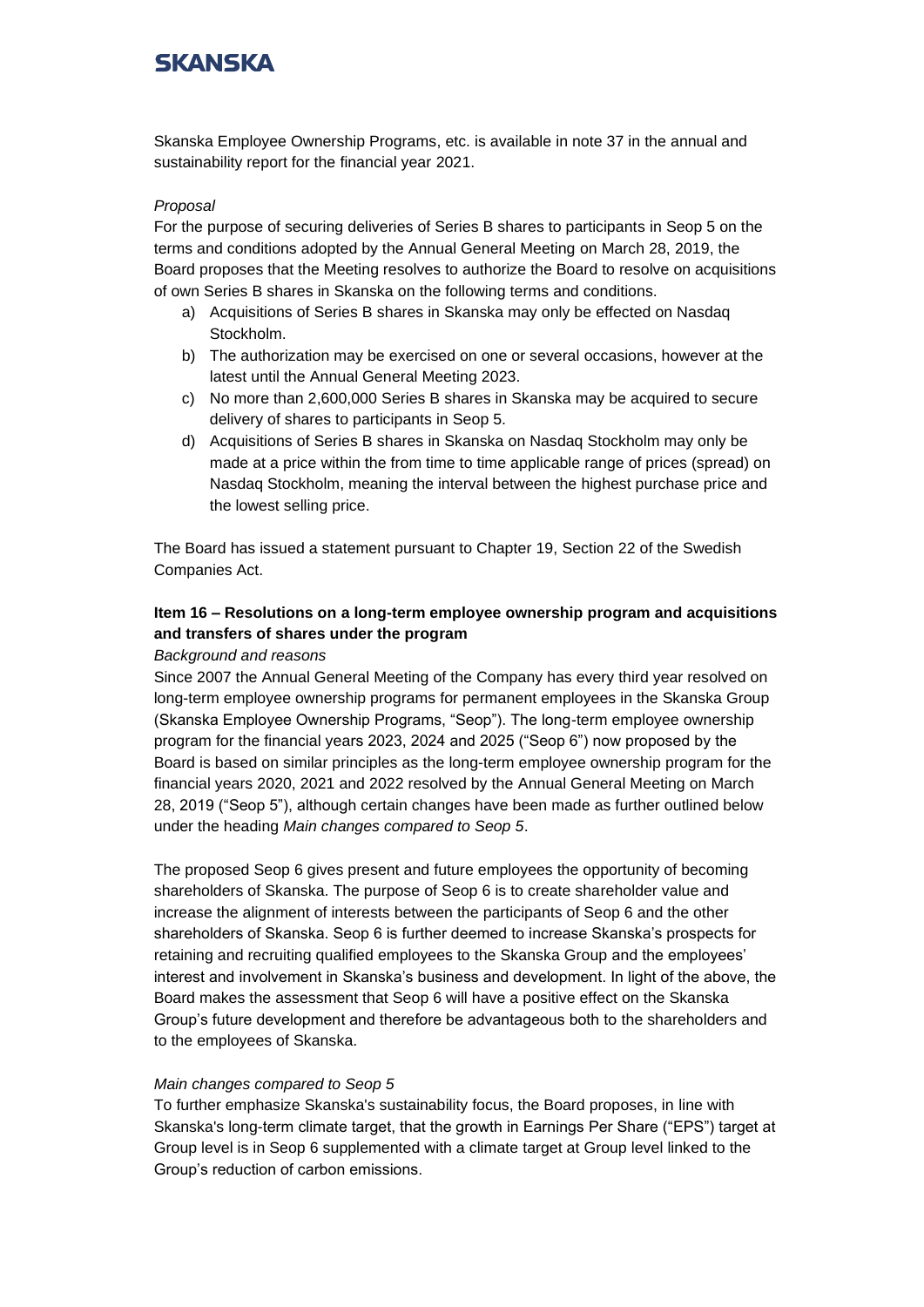Skanska Employee Ownership Programs, etc. is available in note 37 in the annual and sustainability report for the financial year 2021.

*Proposal*

For the purpose of securing deliveries of Series B shares to participants in Seop 5 on the terms and conditions adopted by the Annual General Meeting on March 28, 2019, the Board proposes that the Meeting resolves to authorize the Board to resolve on acquisitions of own Series B shares in Skanska on the following terms and conditions.

a) Acquisitions of Series B shares in Skanska may only be effected on Nasdaq Stockholm.
b) The authorization may be exercised on one or several occasions, however at the latest until the Annual General Meeting 2023.
c) No more than 2,600,000 Series B shares in Skanska may be acquired to secure delivery of shares to participants in Seop 5.
d) Acquisitions of Series B shares in Skanska on Nasdaq Stockholm may only be made at a price within the from time to time applicable range of prices (spread) on Nasdaq Stockholm, meaning the interval between the highest purchase price and the lowest selling price.

The Board has issued a statement pursuant to Chapter 19, Section 22 of the Swedish Companies Act.

**Item 16 – Resolutions on a long-term employee ownership program and acquisitions and transfers of shares under the program**

*Background and reasons*

Since 2007 the Annual General Meeting of the Company has every third year resolved on long-term employee ownership programs for permanent employees in the Skanska Group (Skanska Employee Ownership Programs, "Seop"). The long-term employee ownership program for the financial years 2023, 2024 and 2025 ("Seop 6") now proposed by the Board is based on similar principles as the long-term employee ownership program for the financial years 2020, 2021 and 2022 resolved by the Annual General Meeting on March 28, 2019 ("Seop 5"), although certain changes have been made as further outlined below under the heading *Main changes compared to Seop 5*.

The proposed Seop 6 gives present and future employees the opportunity of becoming shareholders of Skanska. The purpose of Seop 6 is to create shareholder value and increase the alignment of interests between the participants of Seop 6 and the other shareholders of Skanska. Seop 6 is further deemed to increase Skanska's prospects for retaining and recruiting qualified employees to the Skanska Group and the employees' interest and involvement in Skanska's business and development. In light of the above, the Board makes the assessment that Seop 6 will have a positive effect on the Skanska Group's future development and therefore be advantageous both to the shareholders and to the employees of Skanska.

*Main changes compared to Seop 5*

To further emphasize Skanska's sustainability focus, the Board proposes, in line with Skanska's long-term climate target, that the growth in Earnings Per Share ("EPS") target at Group level is in Seop 6 supplemented with a climate target at Group level linked to the Group's reduction of carbon emissions.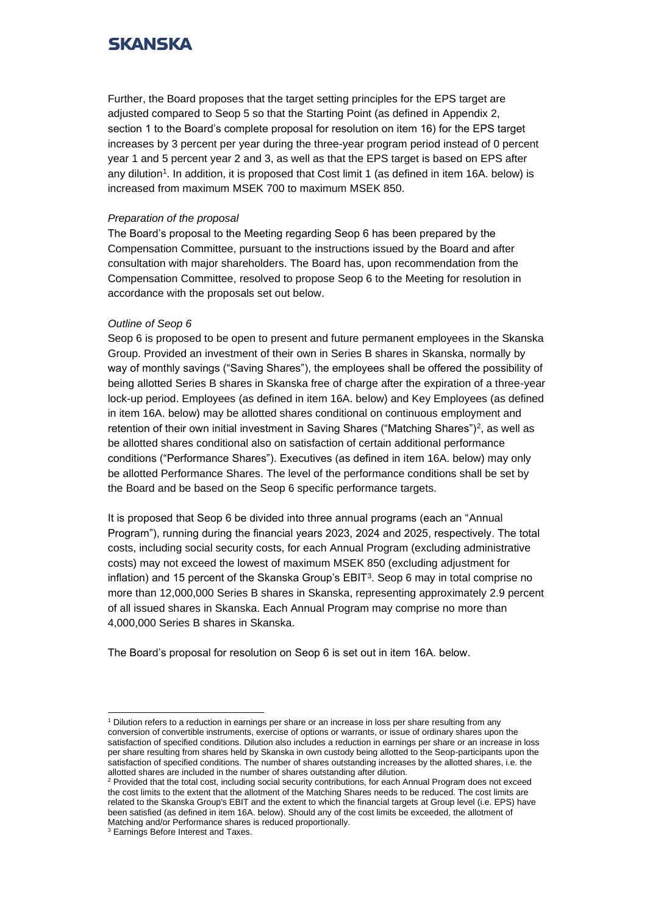Further, the Board proposes that the target setting principles for the EPS target are adjusted compared to Seop 5 so that the Starting Point (as defined in Appendix 2, section 1 to the Board's complete proposal for resolution on item 16) for the EPS target increases by 3 percent per year during the three-year program period instead of 0 percent year 1 and 5 percent year 2 and 3, as well as that the EPS target is based on EPS after any dilution[1]. In addition, it is proposed that Cost limit 1 (as defined in item 16A. below) is increased from maximum MSEK 700 to maximum MSEK 850.

*Preparation of the proposal*

The Board's proposal to the Meeting regarding Seop 6 has been prepared by the Compensation Committee, pursuant to the instructions issued by the Board and after consultation with major shareholders. The Board has, upon recommendation from the Compensation Committee, resolved to propose Seop 6 to the Meeting for resolution in accordance with the proposals set out below.

*Outline of Seop 6*

Seop 6 is proposed to be open to present and future permanent employees in the Skanska Group. Provided an investment of their own in Series B shares in Skanska, normally by way of monthly savings ("Saving Shares"), the employees shall be offered the possibility of being allotted Series B shares in Skanska free of charge after the expiration of a three-year lock-up period. Employees (as defined in item 16A. below) and Key Employees (as defined in item 16A. below) may be allotted shares conditional on continuous employment and retention of their own initial investment in Saving Shares ("Matching Shares")[2], as well as be allotted shares conditional also on satisfaction of certain additional performance conditions ("Performance Shares"). Executives (as defined in item 16A. below) may only be allotted Performance Shares. The level of the performance conditions shall be set by the Board and be based on the Seop 6 specific performance targets.

It is proposed that Seop 6 be divided into three annual programs (each an "Annual Program"), running during the financial years 2023, 2024 and 2025, respectively. The total costs, including social security costs, for each Annual Program (excluding administrative costs) may not exceed the lowest of maximum MSEK 850 (excluding adjustment for inflation) and 15 percent of the Skanska Group's EBIT[3]. Seop 6 may in total comprise no more than 12,000,000 Series B shares in Skanska, representing approximately 2.9 percent of all issued shares in Skanska. Each Annual Program may comprise no more than 4,000,000 Series B shares in Skanska.

The Board's proposal for resolution on Seop 6 is set out in item 16A. below.

---

[1] Dilution refers to a reduction in earnings per share or an increase in loss per share resulting from any conversion of convertible instruments, exercise of options or warrants, or issue of ordinary shares upon the satisfaction of specified conditions. Dilution also includes a reduction in earnings per share or an increase in loss per share resulting from shares held by Skanska in own custody being allotted to the Seop-participants upon the satisfaction of specified conditions. The number of shares outstanding increases by the allotted shares, i.e. the allotted shares are included in the number of shares outstanding after dilution.

[2] Provided that the total cost, including social security contributions, for each Annual Program does not exceed the cost limits to the extent that the allotment of the Matching Shares needs to be reduced. The cost limits are related to the Skanska Group's EBIT and the extent to which the financial targets at Group level (i.e. EPS) have been satisfied (as defined in item 16A. below). Should any of the cost limits be exceeded, the allotment of Matching and/or Performance shares is reduced proportionally.

[3] Earnings Before Interest and Taxes.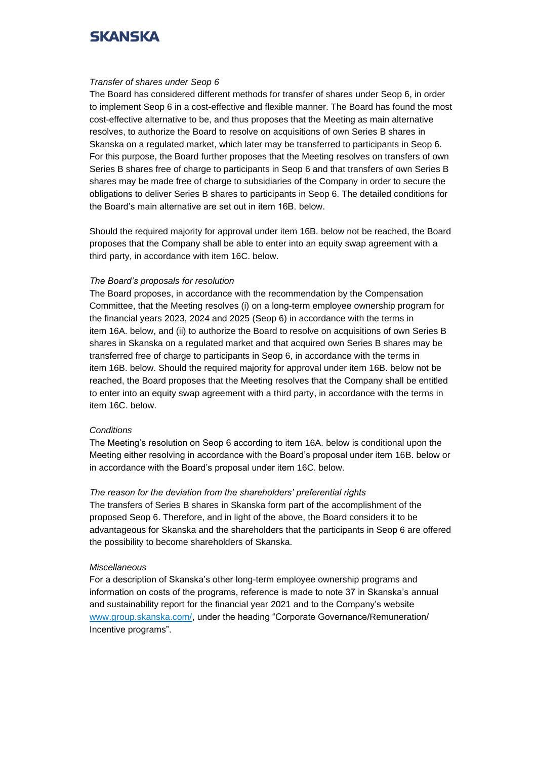*Transfer of shares under Seop 6*

The Board has considered different methods for transfer of shares under Seop 6, in order to implement Seop 6 in a cost-effective and flexible manner. The Board has found the most cost-effective alternative to be, and thus proposes that the Meeting as main alternative resolves, to authorize the Board to resolve on acquisitions of own Series B shares in Skanska on a regulated market, which later may be transferred to participants in Seop 6. For this purpose, the Board further proposes that the Meeting resolves on transfers of own Series B shares free of charge to participants in Seop 6 and that transfers of own Series B shares may be made free of charge to subsidiaries of the Company in order to secure the obligations to deliver Series B shares to participants in Seop 6. The detailed conditions for the Board's main alternative are set out in item 16B. below.

Should the required majority for approval under item 16B. below not be reached, the Board proposes that the Company shall be able to enter into an equity swap agreement with a third party, in accordance with item 16C. below.

*The Board's proposals for resolution*

The Board proposes, in accordance with the recommendation by the Compensation Committee, that the Meeting resolves (i) on a long-term employee ownership program for the financial years 2023, 2024 and 2025 (Seop 6) in accordance with the terms in item 16A. below, and (ii) to authorize the Board to resolve on acquisitions of own Series B shares in Skanska on a regulated market and that acquired own Series B shares may be transferred free of charge to participants in Seop 6, in accordance with the terms in item 16B. below. Should the required majority for approval under item 16B. below not be reached, the Board proposes that the Meeting resolves that the Company shall be entitled to enter into an equity swap agreement with a third party, in accordance with the terms in item 16C. below.

*Conditions*

The Meeting's resolution on Seop 6 according to item 16A. below is conditional upon the Meeting either resolving in accordance with the Board's proposal under item 16B. below or in accordance with the Board's proposal under item 16C. below.

*The reason for the deviation from the shareholders' preferential rights*

The transfers of Series B shares in Skanska form part of the accomplishment of the proposed Seop 6. Therefore, and in light of the above, the Board considers it to be advantageous for Skanska and the shareholders that the participants in Seop 6 are offered the possibility to become shareholders of Skanska.

*Miscellaneous*

For a description of Skanska's other long-term employee ownership programs and information on costs of the programs, reference is made to note 37 in Skanska's annual and sustainability report for the financial year 2021 and to the Company's website [www.group.skanska.com/](www.group.skanska.com/), under the heading "Corporate Governance/Remuneration/ Incentive programs".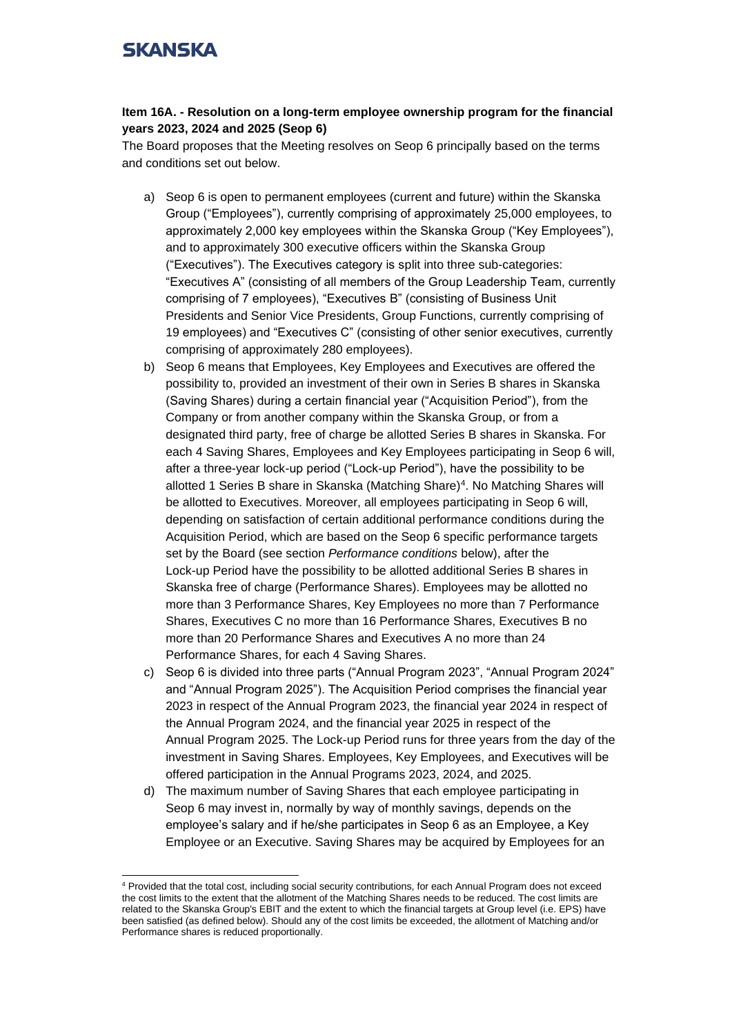**Item 16A. - Resolution on a long-term employee ownership program for the financial years 2023, 2024 and 2025 (Seop 6)**

The Board proposes that the Meeting resolves on Seop 6 principally based on the terms and conditions set out below.

a) Seop 6 is open to permanent employees (current and future) within the Skanska Group ("Employees"), currently comprising of approximately 25,000 employees, to approximately 2,000 key employees within the Skanska Group ("Key Employees"), and to approximately 300 executive officers within the Skanska Group ("Executives"). The Executives category is split into three sub-categories: "Executives A" (consisting of all members of the Group Leadership Team, currently comprising of 7 employees), "Executives B" (consisting of Business Unit Presidents and Senior Vice Presidents, Group Functions, currently comprising of 19 employees) and "Executives C" (consisting of other senior executives, currently comprising of approximately 280 employees).

b) Seop 6 means that Employees, Key Employees and Executives are offered the possibility to, provided an investment of their own in Series B shares in Skanska (Saving Shares) during a certain financial year ("Acquisition Period"), from the Company or from another company within the Skanska Group, or from a designated third party, free of charge be allotted Series B shares in Skanska. For each 4 Saving Shares, Employees and Key Employees participating in Seop 6 will, after a three-year lock-up period ("Lock-up Period"), have the possibility to be allotted 1 Series B share in Skanska (Matching Share)[4]. No Matching Shares will be allotted to Executives. Moreover, all employees participating in Seop 6 will, depending on satisfaction of certain additional performance conditions during the Acquisition Period, which are based on the Seop 6 specific performance targets set by the Board (see section *Performance conditions* below), after the Lock-up Period have the possibility to be allotted additional Series B shares in Skanska free of charge (Performance Shares). Employees may be allotted no more than 3 Performance Shares, Key Employees no more than 7 Performance Shares, Executives C no more than 16 Performance Shares, Executives B no more than 20 Performance Shares and Executives A no more than 24 Performance Shares, for each 4 Saving Shares.

c) Seop 6 is divided into three parts ("Annual Program 2023", "Annual Program 2024" and "Annual Program 2025"). The Acquisition Period comprises the financial year 2023 in respect of the Annual Program 2023, the financial year 2024 in respect of the Annual Program 2024, and the financial year 2025 in respect of the Annual Program 2025. The Lock-up Period runs for three years from the day of the investment in Saving Shares. Employees, Key Employees, and Executives will be offered participation in the Annual Programs 2023, 2024, and 2025.

d) The maximum number of Saving Shares that each employee participating in Seop 6 may invest in, normally by way of monthly savings, depends on the employee's salary and if he/she participates in Seop 6 as an Employee, a Key Employee or an Executive. Saving Shares may be acquired by Employees for an

---

[4] Provided that the total cost, including social security contributions, for each Annual Program does not exceed the cost limits to the extent that the allotment of the Matching Shares needs to be reduced. The cost limits are related to the Skanska Group's EBIT and the extent to which the financial targets at Group level (i.e. EPS) have been satisfied (as defined below). Should any of the cost limits be exceeded, the allotment of Matching and/or Performance shares is reduced proportionally.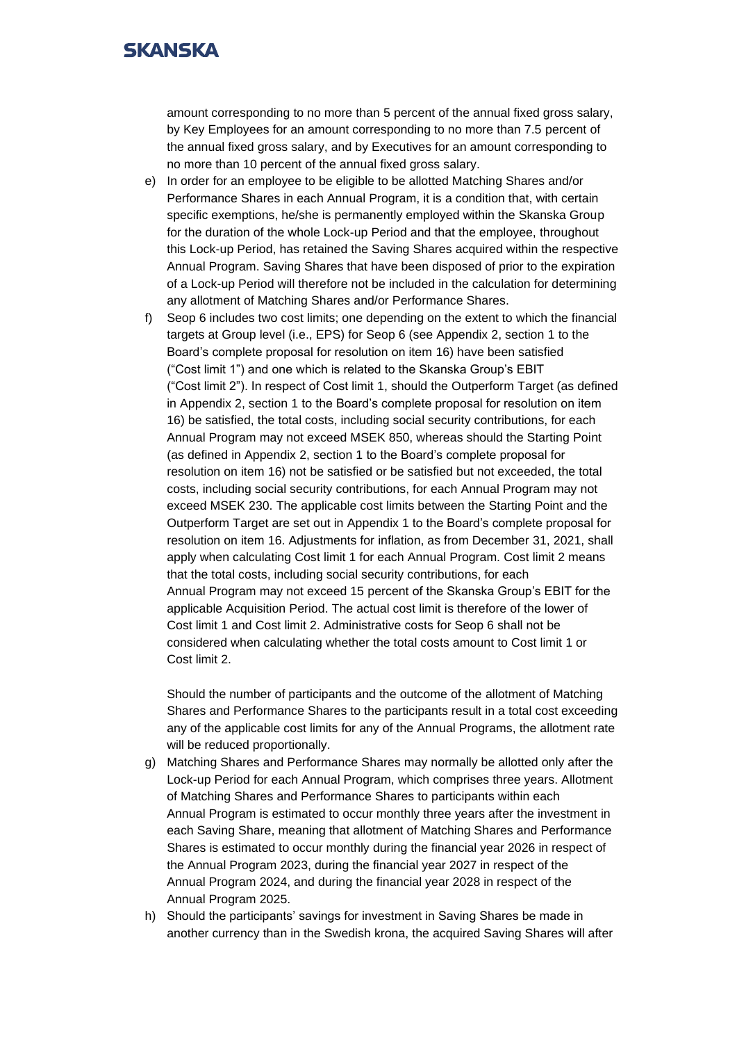amount corresponding to no more than 5 percent of the annual fixed gross salary, by Key Employees for an amount corresponding to no more than 7.5 percent of the annual fixed gross salary, and by Executives for an amount corresponding to no more than 10 percent of the annual fixed gross salary.

e) In order for an employee to be eligible to be allotted Matching Shares and/or Performance Shares in each Annual Program, it is a condition that, with certain specific exemptions, he/she is permanently employed within the Skanska Group for the duration of the whole Lock-up Period and that the employee, throughout this Lock-up Period, has retained the Saving Shares acquired within the respective Annual Program. Saving Shares that have been disposed of prior to the expiration of a Lock-up Period will therefore not be included in the calculation for determining any allotment of Matching Shares and/or Performance Shares.

f) Seop 6 includes two cost limits; one depending on the extent to which the financial targets at Group level (i.e., EPS) for Seop 6 (see Appendix 2, section 1 to the Board's complete proposal for resolution on item 16) have been satisfied ("Cost limit 1") and one which is related to the Skanska Group's EBIT ("Cost limit 2"). In respect of Cost limit 1, should the Outperform Target (as defined in Appendix 2, section 1 to the Board's complete proposal for resolution on item 16) be satisfied, the total costs, including social security contributions, for each Annual Program may not exceed MSEK 850, whereas should the Starting Point (as defined in Appendix 2, section 1 to the Board's complete proposal for resolution on item 16) not be satisfied or be satisfied but not exceeded, the total costs, including social security contributions, for each Annual Program may not exceed MSEK 230. The applicable cost limits between the Starting Point and the Outperform Target are set out in Appendix 1 to the Board's complete proposal for resolution on item 16. Adjustments for inflation, as from December 31, 2021, shall apply when calculating Cost limit 1 for each Annual Program. Cost limit 2 means that the total costs, including social security contributions, for each Annual Program may not exceed 15 percent of the Skanska Group's EBIT for the applicable Acquisition Period. The actual cost limit is therefore of the lower of Cost limit 1 and Cost limit 2. Administrative costs for Seop 6 shall not be considered when calculating whether the total costs amount to Cost limit 1 or Cost limit 2.

   Should the number of participants and the outcome of the allotment of Matching Shares and Performance Shares to the participants result in a total cost exceeding any of the applicable cost limits for any of the Annual Programs, the allotment rate will be reduced proportionally.

g) Matching Shares and Performance Shares may normally be allotted only after the Lock-up Period for each Annual Program, which comprises three years. Allotment of Matching Shares and Performance Shares to participants within each Annual Program is estimated to occur monthly three years after the investment in each Saving Share, meaning that allotment of Matching Shares and Performance Shares is estimated to occur monthly during the financial year 2026 in respect of the Annual Program 2023, during the financial year 2027 in respect of the Annual Program 2024, and during the financial year 2028 in respect of the Annual Program 2025.

h) Should the participants' savings for investment in Saving Shares be made in another currency than in the Swedish krona, the acquired Saving Shares will after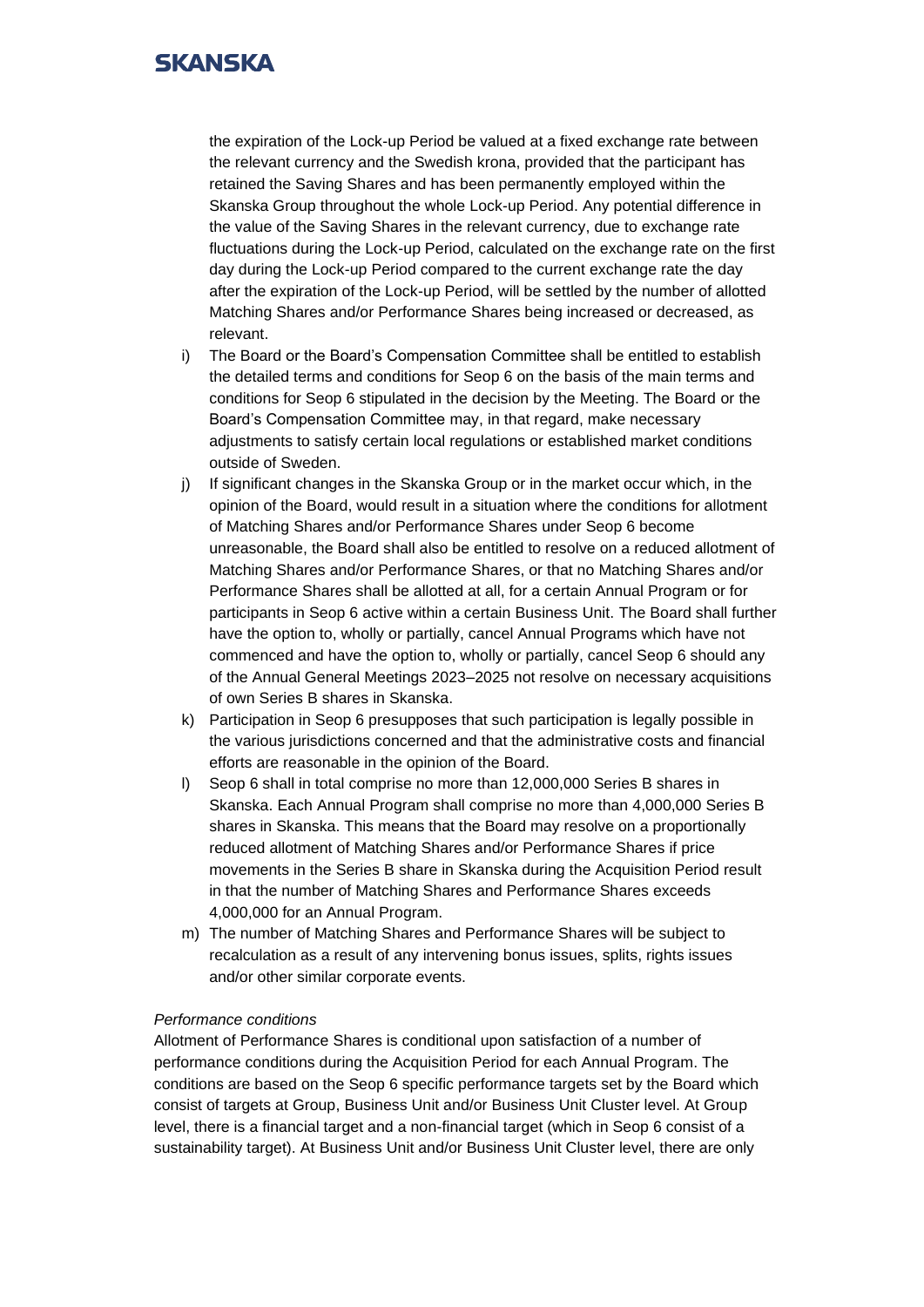the expiration of the Lock-up Period be valued at a fixed exchange rate between the relevant currency and the Swedish krona, provided that the participant has retained the Saving Shares and has been permanently employed within the Skanska Group throughout the whole Lock-up Period. Any potential difference in the value of the Saving Shares in the relevant currency, due to exchange rate fluctuations during the Lock-up Period, calculated on the exchange rate on the first day during the Lock-up Period compared to the current exchange rate the day after the expiration of the Lock-up Period, will be settled by the number of allotted Matching Shares and/or Performance Shares being increased or decreased, as relevant.

i) The Board or the Board's Compensation Committee shall be entitled to establish the detailed terms and conditions for Seop 6 on the basis of the main terms and conditions for Seop 6 stipulated in the decision by the Meeting. The Board or the Board's Compensation Committee may, in that regard, make necessary adjustments to satisfy certain local regulations or established market conditions outside of Sweden.

j) If significant changes in the Skanska Group or in the market occur which, in the opinion of the Board, would result in a situation where the conditions for allotment of Matching Shares and/or Performance Shares under Seop 6 become unreasonable, the Board shall also be entitled to resolve on a reduced allotment of Matching Shares and/or Performance Shares, or that no Matching Shares and/or Performance Shares shall be allotted at all, for a certain Annual Program or for participants in Seop 6 active within a certain Business Unit. The Board shall further have the option to, wholly or partially, cancel Annual Programs which have not commenced and have the option to, wholly or partially, cancel Seop 6 should any of the Annual General Meetings 2023–2025 not resolve on necessary acquisitions of own Series B shares in Skanska.

k) Participation in Seop 6 presupposes that such participation is legally possible in the various jurisdictions concerned and that the administrative costs and financial efforts are reasonable in the opinion of the Board.

l) Seop 6 shall in total comprise no more than 12,000,000 Series B shares in Skanska. Each Annual Program shall comprise no more than 4,000,000 Series B shares in Skanska. This means that the Board may resolve on a proportionally reduced allotment of Matching Shares and/or Performance Shares if price movements in the Series B share in Skanska during the Acquisition Period result in that the number of Matching Shares and Performance Shares exceeds 4,000,000 for an Annual Program.

m) The number of Matching Shares and Performance Shares will be subject to recalculation as a result of any intervening bonus issues, splits, rights issues and/or other similar corporate events.

*Performance conditions*

Allotment of Performance Shares is conditional upon satisfaction of a number of performance conditions during the Acquisition Period for each Annual Program. The conditions are based on the Seop 6 specific performance targets set by the Board which consist of targets at Group, Business Unit and/or Business Unit Cluster level. At Group level, there is a financial target and a non-financial target (which in Seop 6 consist of a sustainability target). At Business Unit and/or Business Unit Cluster level, there are only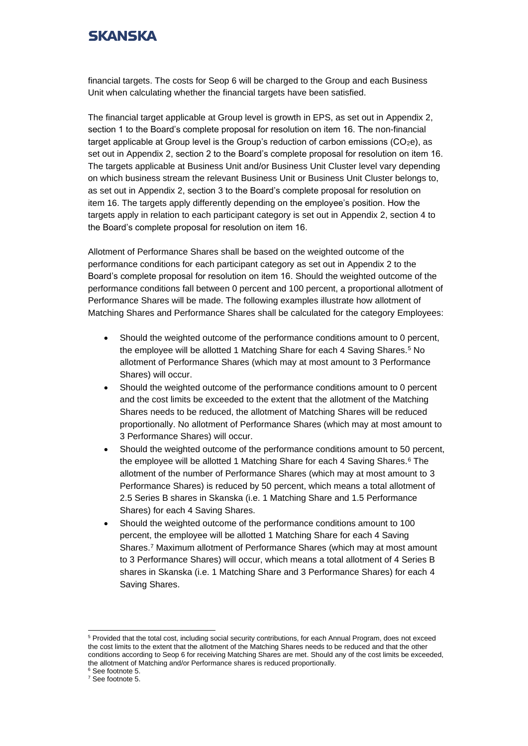financial targets. The costs for Seop 6 will be charged to the Group and each Business Unit when calculating whether the financial targets have been satisfied.

The financial target applicable at Group level is growth in EPS, as set out in Appendix 2, section 1 to the Board's complete proposal for resolution on item 16. The non-financial target applicable at Group level is the Group's reduction of carbon emissions ($CO_2e$), as set out in Appendix 2, section 2 to the Board's complete proposal for resolution on item 16. The targets applicable at Business Unit and/or Business Unit Cluster level vary depending on which business stream the relevant Business Unit or Business Unit Cluster belongs to, as set out in Appendix 2, section 3 to the Board's complete proposal for resolution on item 16. The targets apply differently depending on the employee's position. How the targets apply in relation to each participant category is set out in Appendix 2, section 4 to the Board's complete proposal for resolution on item 16.

Allotment of Performance Shares shall be based on the weighted outcome of the performance conditions for each participant category as set out in Appendix 2 to the Board's complete proposal for resolution on item 16. Should the weighted outcome of the performance conditions fall between 0 percent and 100 percent, a proportional allotment of Performance Shares will be made. The following examples illustrate how allotment of Matching Shares and Performance Shares shall be calculated for the category Employees:

- Should the weighted outcome of the performance conditions amount to 0 percent, the employee will be allotted 1 Matching Share for each 4 Saving Shares.[5] No allotment of Performance Shares (which may at most amount to 3 Performance Shares) will occur.
- Should the weighted outcome of the performance conditions amount to 0 percent and the cost limits be exceeded to the extent that the allotment of the Matching Shares needs to be reduced, the allotment of Matching Shares will be reduced proportionally. No allotment of Performance Shares (which may at most amount to 3 Performance Shares) will occur.
- Should the weighted outcome of the performance conditions amount to 50 percent, the employee will be allotted 1 Matching Share for each 4 Saving Shares.[6] The allotment of the number of Performance Shares (which may at most amount to 3 Performance Shares) is reduced by 50 percent, which means a total allotment of 2.5 Series B shares in Skanska (i.e. 1 Matching Share and 1.5 Performance Shares) for each 4 Saving Shares.
- Should the weighted outcome of the performance conditions amount to 100 percent, the employee will be allotted 1 Matching Share for each 4 Saving Shares.[7] Maximum allotment of Performance Shares (which may at most amount to 3 Performance Shares) will occur, which means a total allotment of 4 Series B shares in Skanska (i.e. 1 Matching Share and 3 Performance Shares) for each 4 Saving Shares.

---

[5] Provided that the total cost, including social security contributions, for each Annual Program, does not exceed the cost limits to the extent that the allotment of the Matching Shares needs to be reduced and that the other conditions according to Seop 6 for receiving Matching Shares are met. Should any of the cost limits be exceeded, the allotment of Matching and/or Performance shares is reduced proportionally.

[6] See footnote 5.

[7] See footnote 5.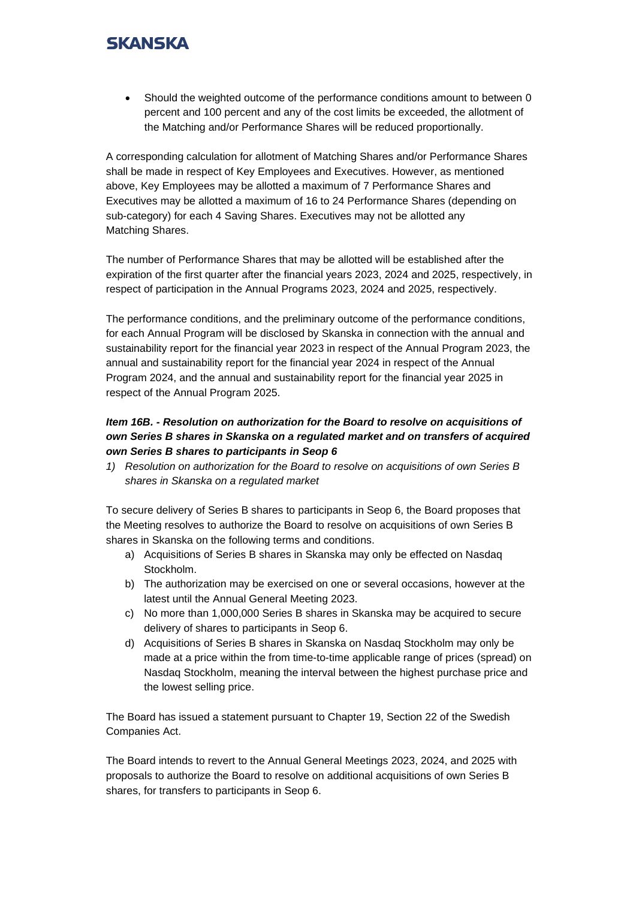- Should the weighted outcome of the performance conditions amount to between 0 percent and 100 percent and any of the cost limits be exceeded, the allotment of the Matching and/or Performance Shares will be reduced proportionally.

A corresponding calculation for allotment of Matching Shares and/or Performance Shares shall be made in respect of Key Employees and Executives. However, as mentioned above, Key Employees may be allotted a maximum of 7 Performance Shares and Executives may be allotted a maximum of 16 to 24 Performance Shares (depending on sub-category) for each 4 Saving Shares. Executives may not be allotted any Matching Shares.

The number of Performance Shares that may be allotted will be established after the expiration of the first quarter after the financial years 2023, 2024 and 2025, respectively, in respect of participation in the Annual Programs 2023, 2024 and 2025, respectively.

The performance conditions, and the preliminary outcome of the performance conditions, for each Annual Program will be disclosed by Skanska in connection with the annual and sustainability report for the financial year 2023 in respect of the Annual Program 2023, the annual and sustainability report for the financial year 2024 in respect of the Annual Program 2024, and the annual and sustainability report for the financial year 2025 in respect of the Annual Program 2025.

***Item 16B. - Resolution on authorization for the Board to resolve on acquisitions of own Series B shares in Skanska on a regulated market and on transfers of acquired own Series B shares to participants in Seop 6***

1) *Resolution on authorization for the Board to resolve on acquisitions of own Series B shares in Skanska on a regulated market*

To secure delivery of Series B shares to participants in Seop 6, the Board proposes that the Meeting resolves to authorize the Board to resolve on acquisitions of own Series B shares in Skanska on the following terms and conditions.

a) Acquisitions of Series B shares in Skanska may only be effected on Nasdaq Stockholm.
b) The authorization may be exercised on one or several occasions, however at the latest until the Annual General Meeting 2023.
c) No more than 1,000,000 Series B shares in Skanska may be acquired to secure delivery of shares to participants in Seop 6.
d) Acquisitions of Series B shares in Skanska on Nasdaq Stockholm may only be made at a price within the from time-to-time applicable range of prices (spread) on Nasdaq Stockholm, meaning the interval between the highest purchase price and the lowest selling price.

The Board has issued a statement pursuant to Chapter 19, Section 22 of the Swedish Companies Act.

The Board intends to revert to the Annual General Meetings 2023, 2024, and 2025 with proposals to authorize the Board to resolve on additional acquisitions of own Series B shares, for transfers to participants in Seop 6.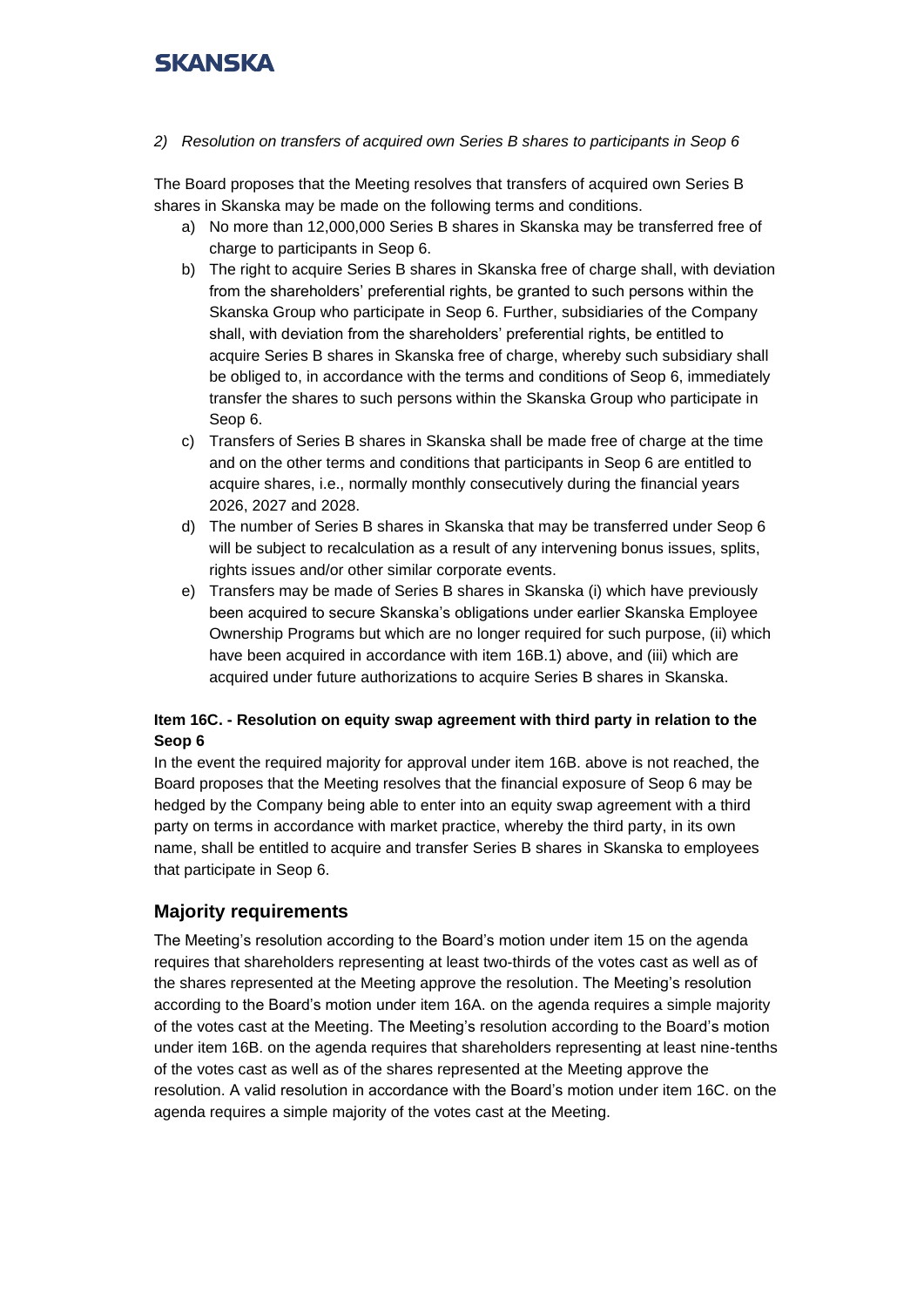*2) Resolution on transfers of acquired own Series B shares to participants in Seop 6*

The Board proposes that the Meeting resolves that transfers of acquired own Series B shares in Skanska may be made on the following terms and conditions.

a) No more than 12,000,000 Series B shares in Skanska may be transferred free of charge to participants in Seop 6.
b) The right to acquire Series B shares in Skanska free of charge shall, with deviation from the shareholders' preferential rights, be granted to such persons within the Skanska Group who participate in Seop 6. Further, subsidiaries of the Company shall, with deviation from the shareholders' preferential rights, be entitled to acquire Series B shares in Skanska free of charge, whereby such subsidiary shall be obliged to, in accordance with the terms and conditions of Seop 6, immediately transfer the shares to such persons within the Skanska Group who participate in Seop 6.
c) Transfers of Series B shares in Skanska shall be made free of charge at the time and on the other terms and conditions that participants in Seop 6 are entitled to acquire shares, i.e., normally monthly consecutively during the financial years 2026, 2027 and 2028.
d) The number of Series B shares in Skanska that may be transferred under Seop 6 will be subject to recalculation as a result of any intervening bonus issues, splits, rights issues and/or other similar corporate events.
e) Transfers may be made of Series B shares in Skanska (i) which have previously been acquired to secure Skanska's obligations under earlier Skanska Employee Ownership Programs but which are no longer required for such purpose, (ii) which have been acquired in accordance with item 16B.1) above, and (iii) which are acquired under future authorizations to acquire Series B shares in Skanska.

**Item 16C. - Resolution on equity swap agreement with third party in relation to the Seop 6**

In the event the required majority for approval under item 16B. above is not reached, the Board proposes that the Meeting resolves that the financial exposure of Seop 6 may be hedged by the Company being able to enter into an equity swap agreement with a third party on terms in accordance with market practice, whereby the third party, in its own name, shall be entitled to acquire and transfer Series B shares in Skanska to employees that participate in Seop 6.

## Majority requirements

The Meeting's resolution according to the Board's motion under item 15 on the agenda requires that shareholders representing at least two-thirds of the votes cast as well as of the shares represented at the Meeting approve the resolution. The Meeting's resolution according to the Board's motion under item 16A. on the agenda requires a simple majority of the votes cast at the Meeting. The Meeting's resolution according to the Board's motion under item 16B. on the agenda requires that shareholders representing at least nine-tenths of the votes cast as well as of the shares represented at the Meeting approve the resolution. A valid resolution in accordance with the Board's motion under item 16C. on the agenda requires a simple majority of the votes cast at the Meeting.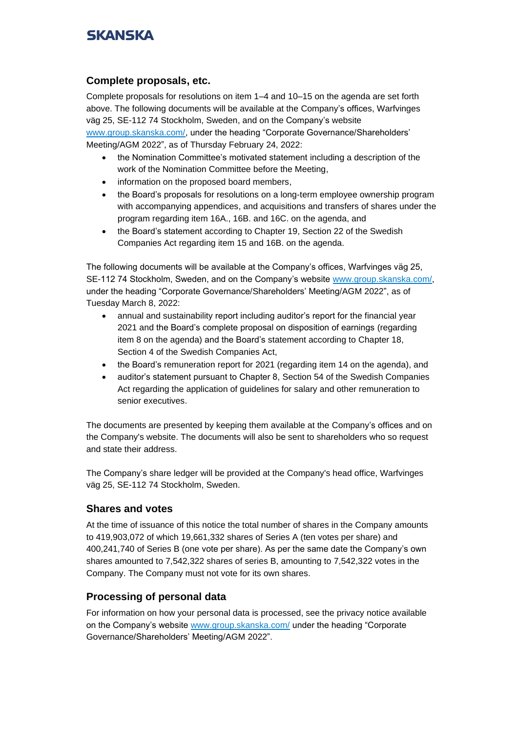## Complete proposals, etc.

Complete proposals for resolutions on item 1–4 and 10–15 on the agenda are set forth above. The following documents will be available at the Company's offices, Warfvinges väg 25, SE-112 74 Stockholm, Sweden, and on the Company's website www.group.skanska.com/, under the heading "Corporate Governance/Shareholders' Meeting/AGM 2022", as of Thursday February 24, 2022:

- the Nomination Committee's motivated statement including a description of the work of the Nomination Committee before the Meeting,
- information on the proposed board members,
- the Board's proposals for resolutions on a long-term employee ownership program with accompanying appendices, and acquisitions and transfers of shares under the program regarding item 16A., 16B. and 16C. on the agenda, and
- the Board's statement according to Chapter 19, Section 22 of the Swedish Companies Act regarding item 15 and 16B. on the agenda.

The following documents will be available at the Company's offices, Warfvinges väg 25, SE-112 74 Stockholm, Sweden, and on the Company's website www.group.skanska.com/, under the heading "Corporate Governance/Shareholders' Meeting/AGM 2022", as of Tuesday March 8, 2022:

- annual and sustainability report including auditor's report for the financial year 2021 and the Board's complete proposal on disposition of earnings (regarding item 8 on the agenda) and the Board's statement according to Chapter 18, Section 4 of the Swedish Companies Act,
- the Board's remuneration report for 2021 (regarding item 14 on the agenda), and
- auditor's statement pursuant to Chapter 8, Section 54 of the Swedish Companies Act regarding the application of guidelines for salary and other remuneration to senior executives.

The documents are presented by keeping them available at the Company's offices and on the Company's website. The documents will also be sent to shareholders who so request and state their address.

The Company's share ledger will be provided at the Company's head office, Warfvinges väg 25, SE-112 74 Stockholm, Sweden.

## Shares and votes

At the time of issuance of this notice the total number of shares in the Company amounts to 419,903,072 of which 19,661,332 shares of Series A (ten votes per share) and 400,241,740 of Series B (one vote per share). As per the same date the Company's own shares amounted to 7,542,322 shares of series B, amounting to 7,542,322 votes in the Company. The Company must not vote for its own shares.

## Processing of personal data

For information on how your personal data is processed, see the privacy notice available on the Company's website www.group.skanska.com/ under the heading "Corporate Governance/Shareholders' Meeting/AGM 2022".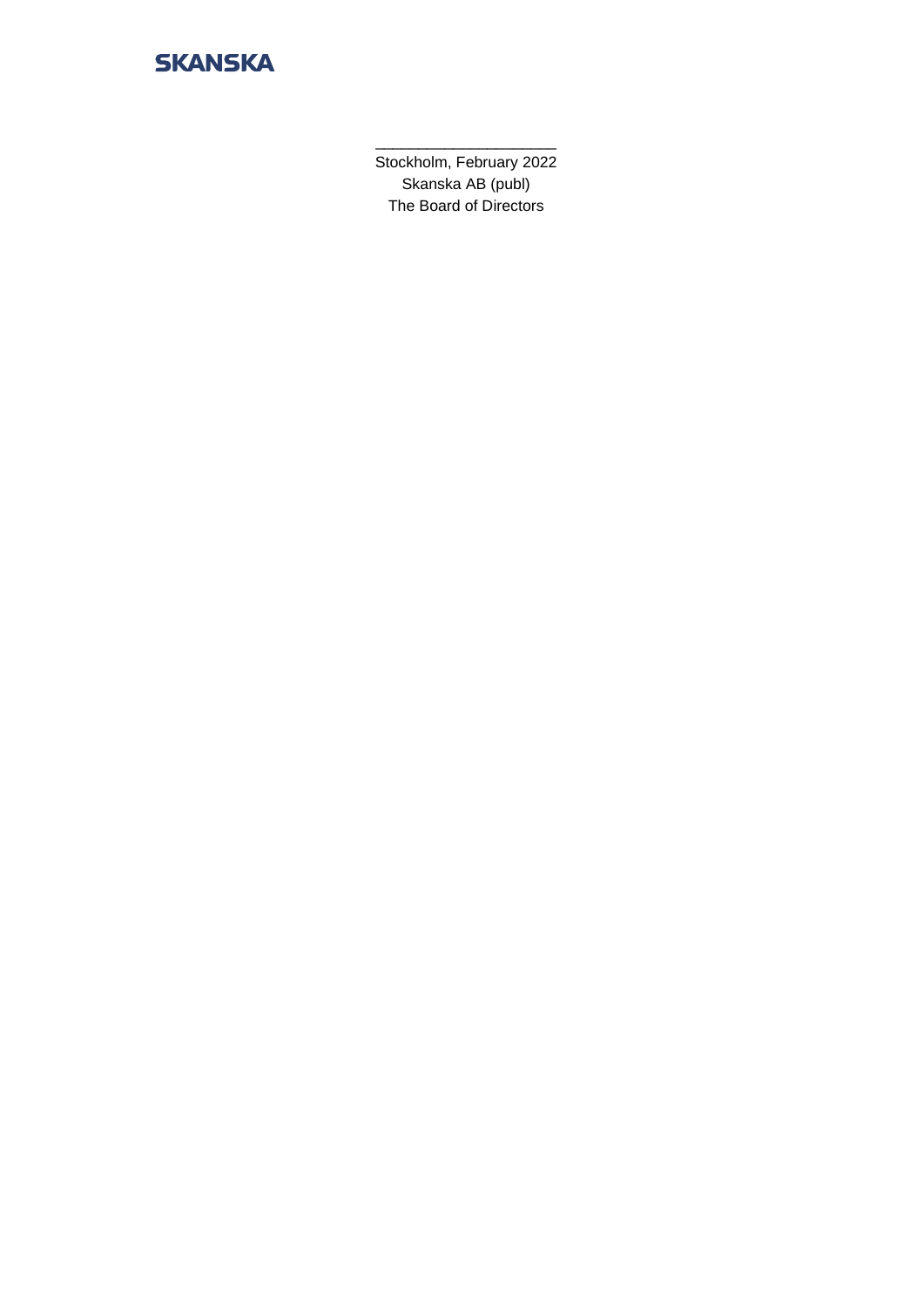______________________

Stockholm, February 2022

Skanska AB (publ)

The Board of Directors